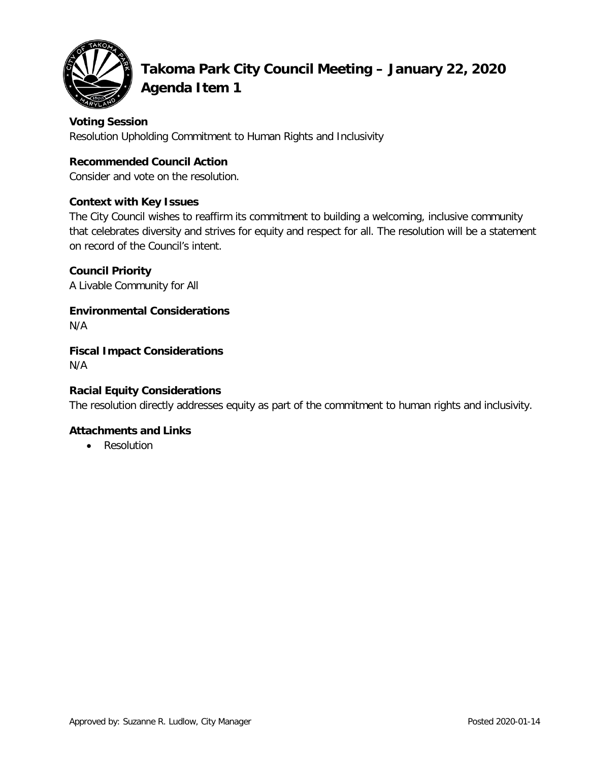# Takoma Park City Council Meeting – January 22, 2020
## Agenda Item 1

**Voting Session**
Resolution Upholding Commitment to Human Rights and Inclusivity

**Recommended Council Action**
Consider and vote on the resolution.

**Context with Key Issues**
The City Council wishes to reaffirm its commitment to building a welcoming, inclusive community that celebrates diversity and strives for equity and respect for all. The resolution will be a statement on record of the Council's intent.

**Council Priority**
A Livable Community for All

**Environmental Considerations**
N/A

**Fiscal Impact Considerations**
N/A

**Racial Equity Considerations**
The resolution directly addresses equity as part of the commitment to human rights and inclusivity.

**Attachments and Links**

- Resolution

Approved by: Suzanne R. Ludlow, City Manager

Posted 2020-01-14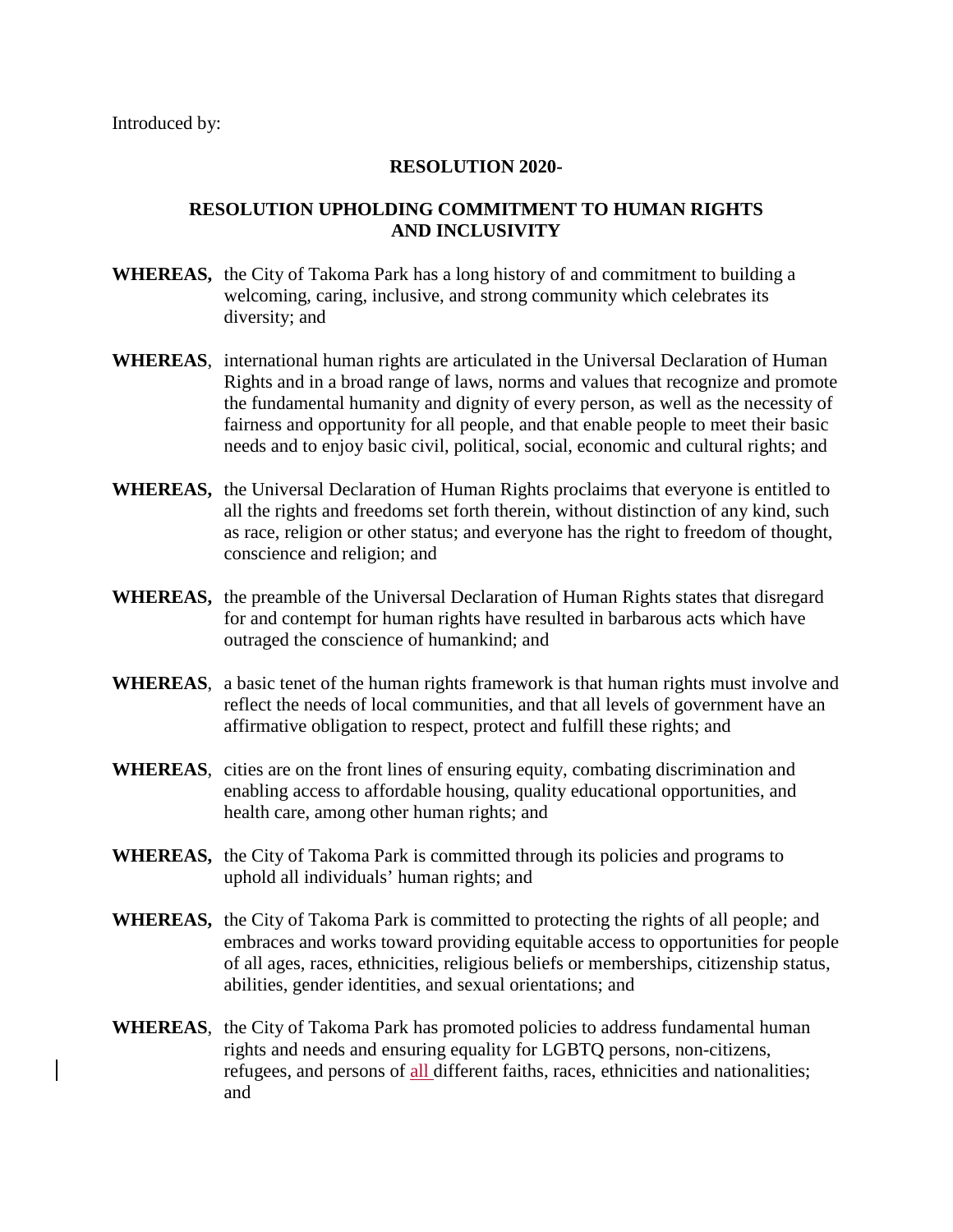Introduced by:

**RESOLUTION 2020-**

**RESOLUTION UPHOLDING COMMITMENT TO HUMAN RIGHTS AND INCLUSIVITY**

**WHEREAS,** the City of Takoma Park has a long history of and commitment to building a welcoming, caring, inclusive, and strong community which celebrates its diversity; and

**WHEREAS**, international human rights are articulated in the Universal Declaration of Human Rights and in a broad range of laws, norms and values that recognize and promote the fundamental humanity and dignity of every person, as well as the necessity of fairness and opportunity for all people, and that enable people to meet their basic needs and to enjoy basic civil, political, social, economic and cultural rights; and

**WHEREAS,** the Universal Declaration of Human Rights proclaims that everyone is entitled to all the rights and freedoms set forth therein, without distinction of any kind, such as race, religion or other status; and everyone has the right to freedom of thought, conscience and religion; and

**WHEREAS,** the preamble of the Universal Declaration of Human Rights states that disregard for and contempt for human rights have resulted in barbarous acts which have outraged the conscience of humankind; and

**WHEREAS**, a basic tenet of the human rights framework is that human rights must involve and reflect the needs of local communities, and that all levels of government have an affirmative obligation to respect, protect and fulfill these rights; and

**WHEREAS**, cities are on the front lines of ensuring equity, combating discrimination and enabling access to affordable housing, quality educational opportunities, and health care, among other human rights; and

**WHEREAS,** the City of Takoma Park is committed through its policies and programs to uphold all individuals' human rights; and

**WHEREAS,** the City of Takoma Park is committed to protecting the rights of all people; and embraces and works toward providing equitable access to opportunities for people of all ages, races, ethnicities, religious beliefs or memberships, citizenship status, abilities, gender identities, and sexual orientations; and

**WHEREAS**, the City of Takoma Park has promoted policies to address fundamental human rights and needs and ensuring equality for LGBTQ persons, non-citizens, refugees, and persons of all different faiths, races, ethnicities and nationalities; and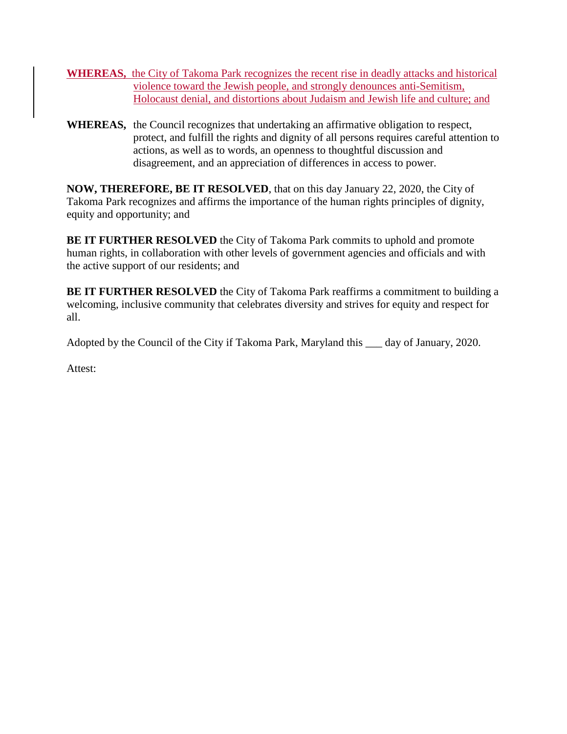**WHEREAS,** the City of Takoma Park recognizes the recent rise in deadly attacks and historical violence toward the Jewish people, and strongly denounces anti-Semitism, Holocaust denial, and distortions about Judaism and Jewish life and culture; and

**WHEREAS,** the Council recognizes that undertaking an affirmative obligation to respect, protect, and fulfill the rights and dignity of all persons requires careful attention to actions, as well as to words, an openness to thoughtful discussion and disagreement, and an appreciation of differences in access to power.

**NOW, THEREFORE, BE IT RESOLVED**, that on this day January 22, 2020, the City of Takoma Park recognizes and affirms the importance of the human rights principles of dignity, equity and opportunity; and

**BE IT FURTHER RESOLVED** the City of Takoma Park commits to uphold and promote human rights, in collaboration with other levels of government agencies and officials and with the active support of our residents; and

**BE IT FURTHER RESOLVED** the City of Takoma Park reaffirms a commitment to building a welcoming, inclusive community that celebrates diversity and strives for equity and respect for all.

Adopted by the Council of the City if Takoma Park, Maryland this ___ day of January, 2020.

Attest: